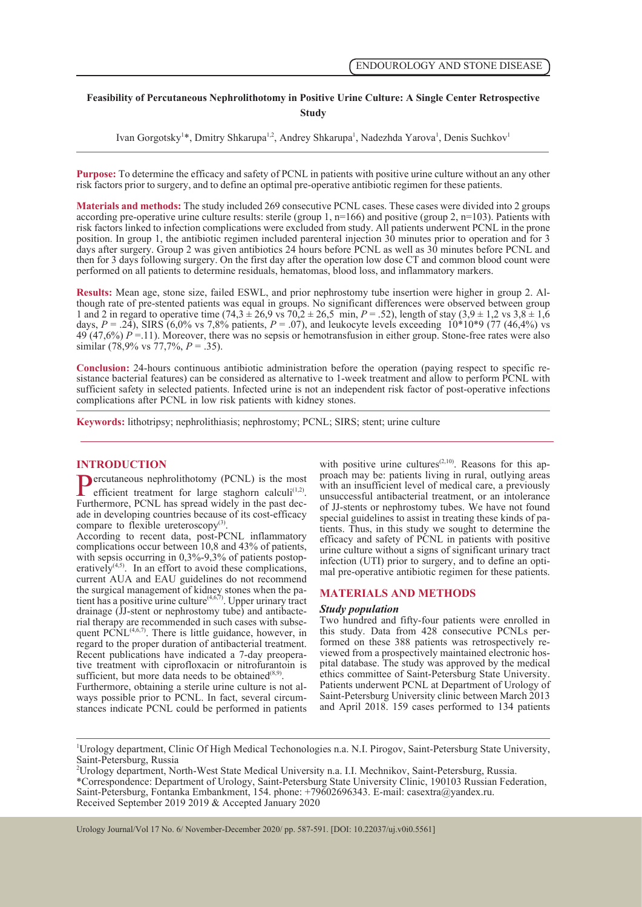ENDOUROLOGY AND STONE DISEASE

# Feasibility of Percutaneous Nephrolithotomy in Positive Urine Culture: A Single Center Retrospective Study

Ivan Gorgotsky[1]*, Dmitry Shkarupa[1,2], Andrey Shkarupa[1], Nadezhda Yarova[1], Denis Suchkov[1]

**Purpose:** To determine the efficacy and safety of PCNL in patients with positive urine culture without an any other risk factors prior to surgery, and to define an optimal pre-operative antibiotic regimen for these patients.

**Materials and methods:** The study included 269 consecutive PCNL cases. These cases were divided into 2 groups according pre-operative urine culture results: sterile (group 1, n=166) and positive (group 2, n=103). Patients with risk factors linked to infection complications were excluded from study. All patients underwent PCNL in the prone position. In group 1, the antibiotic regimen included parenteral injection 30 minutes prior to operation and for 3 days after surgery. Group 2 was given antibiotics 24 hours before PCNL as well as 30 minutes before PCNL and then for 3 days following surgery. On the first day after the operation low dose CT and common blood count were performed on all patients to determine residuals, hematomas, blood loss, and inflammatory markers.

**Results:** Mean age, stone size, failed ESWL, and prior nephrostomy tube insertion were higher in group 2. Although rate of pre-stented patients was equal in groups. No significant differences were observed between group 1 and 2 in regard to operative time (74,3 ± 26,9 vs 70,2 ± 26,5 min, $P = .52$), length of stay (3,9 ± 1,2 vs 3,8 ± 1,6 days, $P = .24$), SIRS (6,0% vs 7,8% patients, $P = .07$), and leukocyte levels exceeding 10*10*9 (77 (46,4%) vs 49 (47,6%) $P = .11$). Moreover, there was no sepsis or hemotransfusion in either group. Stone-free rates were also similar (78,9% vs 77,7%, $P = .35$).

**Conclusion:** 24-hours continuous antibiotic administration before the operation (paying respect to specific resistance bacterial features) can be considered as alternative to 1-week treatment and allow to perform PCNL with sufficient safety in selected patients. Infected urine is not an independent risk factor of post-operative infections complications after PCNL in low risk patients with kidney stones.

**Keywords:** lithotripsy; nephrolithiasis; nephrostomy; PCNL; SIRS; stent; urine culture

## INTRODUCTION

Percutaneous nephrolithotomy (PCNL) is the most efficient treatment for large staghorn calculi[1,2]. Furthermore, PCNL has spread widely in the past decade in developing countries because of its cost-efficacy compare to flexible ureteroscopy[3].

According to recent data, post-PCNL inflammatory complications occur between 10,8 and 43% of patients, with sepsis occurring in 0,3%-9,3% of patients postoperatively[4,5]. In an effort to avoid these complications, current AUA and EAU guidelines do not recommend the surgical management of kidney stones when the patient has a positive urine culture[4,6,7]. Upper urinary tract drainage (JJ-stent or nephrostomy tube) and antibacterial therapy are recommended in such cases with subsequent PCNL[4,6,7]. There is little guidance, however, in regard to the proper duration of antibacterial treatment. Recent publications have indicated a 7-day preoperative treatment with ciprofloxacin or nitrofurantoin is sufficient, but more data needs to be obtained[8,9].

Furthermore, obtaining a sterile urine culture is not always possible prior to PCNL. In fact, several circumstances indicate PCNL could be performed in patients with positive urine cultures[2,10]. Reasons for this approach may be: patients living in rural, outlying areas with an insufficient level of medical care, a previously unsuccessful antibacterial treatment, or an intolerance of JJ-stents or nephrostomy tubes. We have not found special guidelines to assist in treating these kinds of patients. Thus, in this study we sought to determine the efficacy and safety of PCNL in patients with positive urine culture without a signs of significant urinary tract infection (UTI) prior to surgery, and to define an optimal pre-operative antibiotic regimen for these patients.

## MATERIALS AND METHODS

### *Study population*

Two hundred and fifty-four patients were enrolled in this study. Data from 428 consecutive PCNLs performed on these 388 patients was retrospectively reviewed from a prospectively maintained electronic hospital database. The study was approved by the medical ethics committee of Saint-Petersburg State University. Patients underwent PCNL at Department of Urology of Saint-Petersburg University clinic between March 2013 and April 2018. 159 cases performed to 134 patients

[1]Urology department, Clinic Of High Medical Techonologies n.a. N.I. Pirogov, Saint-Petersburg State University, Saint-Petersburg, Russia

[2]Urology department, North-West State Medical University n.a. I.I. Mechnikov, Saint-Petersburg, Russia.

*Correspondence: Department of Urology, Saint-Petersburg State University Clinic, 190103 Russian Federation, Saint-Petersburg, Fontanka Embankment, 154. phone: +79602696343. E-mail: casextra@yandex.ru.

Received September 2019 2019 & Accepted January 2020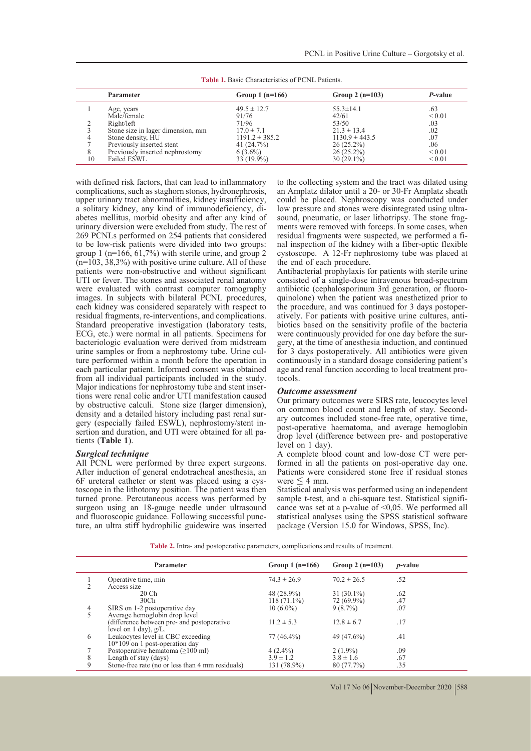**Table 1.** Basic Characteristics of PCNL Patients.

| | Parameter | Group 1 (n=166) | Group 2 (n=103) | *P*-value |
|---|---|---|---|---|
| 1 | Age, years | 49.5 ± 12.7 | 55.3±14.1 | .63 |
| | Male/female | 91/76 | 42/61 | < 0.01 |
| 2 | Right/left | 71/96 | 53/50 | .03 |
| 3 | Stone size in lager dimension, mm | 17.0 ± 7.1 | 21.3 ± 13.4 | .02 |
| 4 | Stone density, HU | 1191.2 ± 385.2 | 1130.9 ± 443.5 | .07 |
| 7 | Previously inserted stent | 41 (24.7%) | 26 (25.2%) | .06 |
| 8 | Previously inserted nephrostomy | 6 (3.6%) | 26 (25.2%) | < 0.01 |
| 10 | Failed ESWL | 33 (19.9%) | 30 (29.1%) | < 0.01 |

with defined risk factors, that can lead to inflammatory complications, such as staghorn stones, hydronephrosis, upper urinary tract abnormalities, kidney insufficiency, a solitary kidney, any kind of immunodeficiency, diabetes mellitus, morbid obesity and after any kind of urinary diversion were excluded from study. The rest of 269 PCNLs performed on 254 patients that considered to be low-risk patients were divided into two groups: group 1 (n=166, 61,7%) with sterile urine, and group 2 (n=103, 38,3%) with positive urine culture. All of these patients were non-obstructive and without significant UTI or fever. The stones and associated renal anatomy were evaluated with contrast computer tomography images. In subjects with bilateral PCNL procedures, each kidney was considered separately with respect to residual fragments, re-interventions, and complications. Standard preoperative investigation (laboratory tests, ECG, etc.) were normal in all patients. Specimens for bacteriologic evaluation were derived from midstream urine samples or from a nephrostomy tube. Urine culture performed within a month before the operation in each particular patient. Informed consent was obtained from all individual participants included in the study. Major indications for nephrostomy tube and stent insertions were renal colic and/or UTI manifestation caused by obstructive calculi. Stone size (larger dimension), density and a detailed history including past renal surgery (especially failed ESWL), nephrostomy/stent insertion and duration, and UTI were obtained for all patients (**Table 1**).

### *Surgical technique*

All PCNL were performed by three expert surgeons. After induction of general endotracheal anesthesia, an 6F ureteral catheter or stent was placed using a cystoscope in the lithotomy position. The patient was then turned prone. Percutaneous access was performed by surgeon using an 18-gauge needle under ultrasound and fluoroscopic guidance. Following successful puncture, an ultra stiff hydrophilic guidewire was inserted to the collecting system and the tract was dilated using an Amplatz dilator until a 20- or 30-Fr Amplatz sheath could be placed. Nephroscopy was conducted under low pressure and stones were disintegrated using ultrasound, pneumatic, or laser lithotripsy. The stone fragments were removed with forceps. In some cases, when residual fragments were suspected, we performed a final inspection of the kidney with a fiber-optic flexible cystoscope. A 12-Fr nephrostomy tube was placed at the end of each procedure.

Antibacterial prophylaxis for patients with sterile urine consisted of a single-dose intravenous broad-spectrum antibiotic (cephalosporinum 3rd generation, or fluoroquinolone) when the patient was anesthetized prior to the procedure, and was continued for 3 days postoperatively. For patients with positive urine cultures, antibiotics based on the sensitivity profile of the bacteria were continuously provided for one day before the surgery, at the time of anesthesia induction, and continued for 3 days postoperatively. All antibiotics were given continuously in a standard dosage considering patient's age and renal function according to local treatment protocols.

### *Outcome assessment*

Our primary outcomes were SIRS rate, leucocytes level on common blood count and length of stay. Secondary outcomes included stone-free rate, operative time, post-operative haematoma, and average hemoglobin drop level (difference between pre- and postoperative level on 1 day).

A complete blood count and low-dose CT were performed in all the patients on post-operative day one. Patients were considered stone free if residual stones were ≤ 4 mm.

Statistical analysis was performed using an independent sample t-test, and a chi-square test. Statistical significance was set at a p-value of <0,05. We performed all statistical analyses using the SPSS statistical software package (Version 15.0 for Windows, SPSS, Inc).

**Table 2.** Intra- and postoperative parameters, complications and results of treatment.

| | Parameter | Group 1 (n=166) | Group 2 (n=103) | *p*-value |
|---|---|---|---|---|
| 1 | Operative time, min | 74.3 ± 26.9 | 70.2 ± 26.5 | .52 |
| 2 | Access size | | | |
| | 20 Ch | 48 (28.9%) | 31 (30.1%) | .62 |
| | 30Ch | 118 (71.1%) | 72 (69.9%) | .47 |
| 4 | SIRS on 1-2 postoperative day | 10 (6.0%) | 9 (8.7%) | .07 |
| 5 | Average hemoglobin drop level (difference between pre- and postoperative level on 1 day), g/L. | 11.2 ± 5.3 | 12.8 ± 6.7 | .17 |
| 6 | Leukocytes level in CBC exceeding 10*109 on 1 post-operation day | 77 (46.4%) | 49 (47.6%) | .41 |
| 7 | Postoperative hematoma (≥100 ml) | 4 (2.4%) | 2 (1.9%) | .09 |
| 8 | Length of stay (days) | 3.9 ± 1.2 | 3.8 ± 1.6 | .67 |
| 9 | Stone-free rate (no or less than 4 mm residuals) | 131 (78.9%) | 80 (77.7%) | .35 |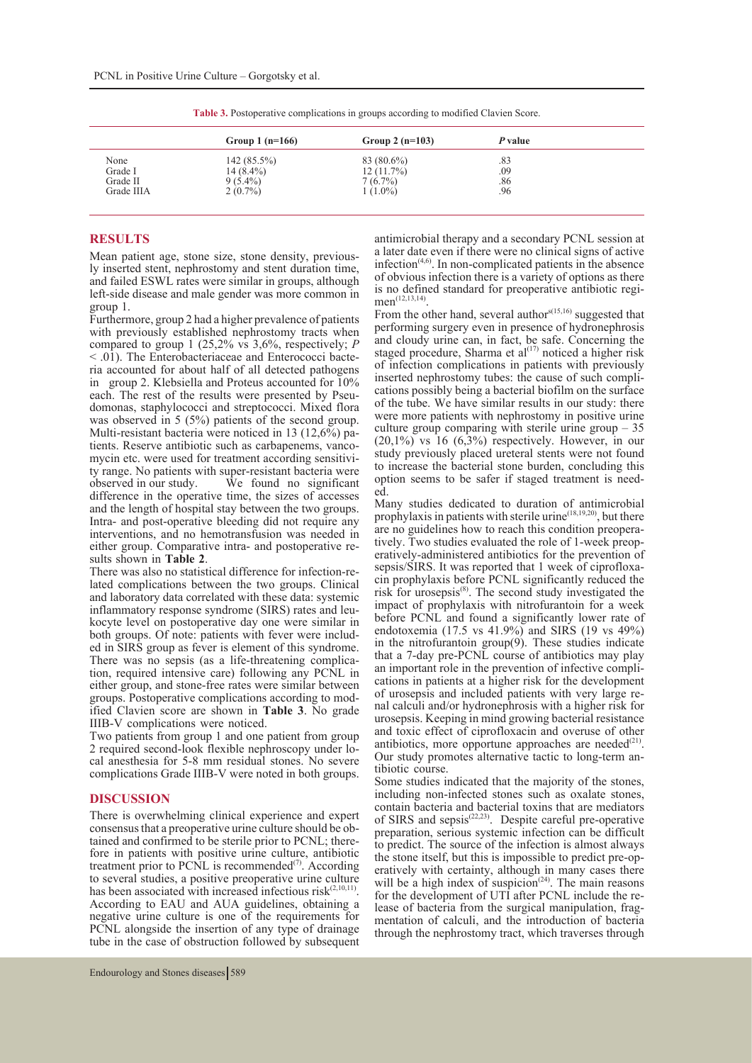**Table 3.** Postoperative complications in groups according to modified Clavien Score.

| | Group 1 (n=166) | Group 2 (n=103) | P value |
|---|---|---|---|
| None | 142 (85.5%) | 83 (80.6%) | .83 |
| Grade I | 14 (8.4%) | 12 (11.7%) | .09 |
| Grade II | 9 (5.4%) | 7 (6.7%) | .86 |
| Grade IIIA | 2 (0.7%) | 1 (1.0%) | .96 |

## RESULTS

Mean patient age, stone size, stone density, previously inserted stent, nephrostomy and stent duration time, and failed ESWL rates were similar in groups, although left-side disease and male gender was more common in group 1.

Furthermore, group 2 had a higher prevalence of patients with previously established nephrostomy tracts when compared to group 1 (25,2% vs 3,6%, respectively; $P < .01$). The Enterobacteriaceae and Enterococci bacteria accounted for about half of all detected pathogens in group 2. Klebsiella and Proteus accounted for 10% each. The rest of the results were presented by Pseudomonas, staphylococci and streptococci. Mixed flora was observed in 5 (5%) patients of the second group. Multi-resistant bacteria were noticed in 13 (12,6%) patients. Reserve antibiotic such as carbapenems, vancomycin etc. were used for treatment according sensitivity range. No patients with super-resistant bacteria were observed in our study. We found no significant difference in the operative time, the sizes of accesses and the length of hospital stay between the two groups. Intra- and post-operative bleeding did not require any interventions, and no hemotransfusion was needed in either group. Comparative intra- and postoperative results shown in **Table 2**.

There was also no statistical difference for infection-related complications between the two groups. Clinical and laboratory data correlated with these data: systemic inflammatory response syndrome (SIRS) rates and leukocyte level on postoperative day one were similar in both groups. Of note: patients with fever were included in SIRS group as fever is element of this syndrome. There was no sepsis (as a life-threatening complication, required intensive care) following any PCNL in either group, and stone-free rates were similar between groups. Postoperative complications according to modified Clavien score are shown in **Table 3**. No grade IIIB-V complications were noticed.

Two patients from group 1 and one patient from group 2 required second-look flexible nephroscopy under local anesthesia for 5-8 mm residual stones. No severe complications Grade IIIB-V were noted in both groups.

## DISCUSSION

There is overwhelming clinical experience and expert consensus that a preoperative urine culture should be obtained and confirmed to be sterile prior to PCNL; therefore in patients with positive urine culture, antibiotic treatment prior to PCNL is recommended[7]. According to several studies, a positive preoperative urine culture has been associated with increased infectious risk[2,10,11]. According to EAU and AUA guidelines, obtaining a negative urine culture is one of the requirements for PCNL alongside the insertion of any type of drainage tube in the case of obstruction followed by subsequent antimicrobial therapy and a secondary PCNL session at a later date even if there were no clinical signs of active infection[4,6]. In non-complicated patients in the absence of obvious infection there is a variety of options as there is no defined standard for preoperative antibiotic regimen[12,13,14].

From the other hand, several authors[15,16] suggested that performing surgery even in presence of hydronephrosis and cloudy urine can, in fact, be safe. Concerning the staged procedure, Sharma et al[17] noticed a higher risk of infection complications in patients with previously inserted nephrostomy tubes: the cause of such complications possibly being a bacterial biofilm on the surface of the tube. We have similar results in our study: there were more patients with nephrostomy in positive urine culture group comparing with sterile urine group – 35 (20,1%) vs 16 (6,3%) respectively. However, in our study previously placed ureteral stents were not found to increase the bacterial stone burden, concluding this option seems to be safer if staged treatment is needed.

Many studies dedicated to duration of antimicrobial prophylaxis in patients with sterile urine[18,19,20], but there are no guidelines how to reach this condition preoperatively. Two studies evaluated the role of 1-week preoperatively-administered antibiotics for the prevention of sepsis/SIRS. It was reported that 1 week of ciprofloxacin prophylaxis before PCNL significantly reduced the risk for urosepsis[8]. The second study investigated the impact of prophylaxis with nitrofurantoin for a week before PCNL and found a significantly lower rate of endotoxemia (17.5 vs 41.9%) and SIRS (19 vs 49%) in the nitrofurantoin group(9). These studies indicate that a 7-day pre-PCNL course of antibiotics may play an important role in the prevention of infective complications in patients at a higher risk for the development of urosepsis and included patients with very large renal calculi and/or hydronephrosis with a higher risk for urosepsis. Keeping in mind growing bacterial resistance and toxic effect of ciprofloxacin and overuse of other antibiotics, more opportune approaches are needed[21]. Our study promotes alternative tactic to long-term antibiotic course.

Some studies indicated that the majority of the stones, including non-infected stones such as oxalate stones, contain bacteria and bacterial toxins that are mediators of SIRS and sepsis[22,23]. Despite careful pre-operative preparation, serious systemic infection can be difficult to predict. The source of the infection is almost always the stone itself, but this is impossible to predict pre-operatively with certainty, although in many cases there will be a high index of suspicion[24]. The main reasons for the development of UTI after PCNL include the release of bacteria from the surgical manipulation, fragmentation of calculi, and the introduction of bacteria through the nephrostomy tract, which traverses through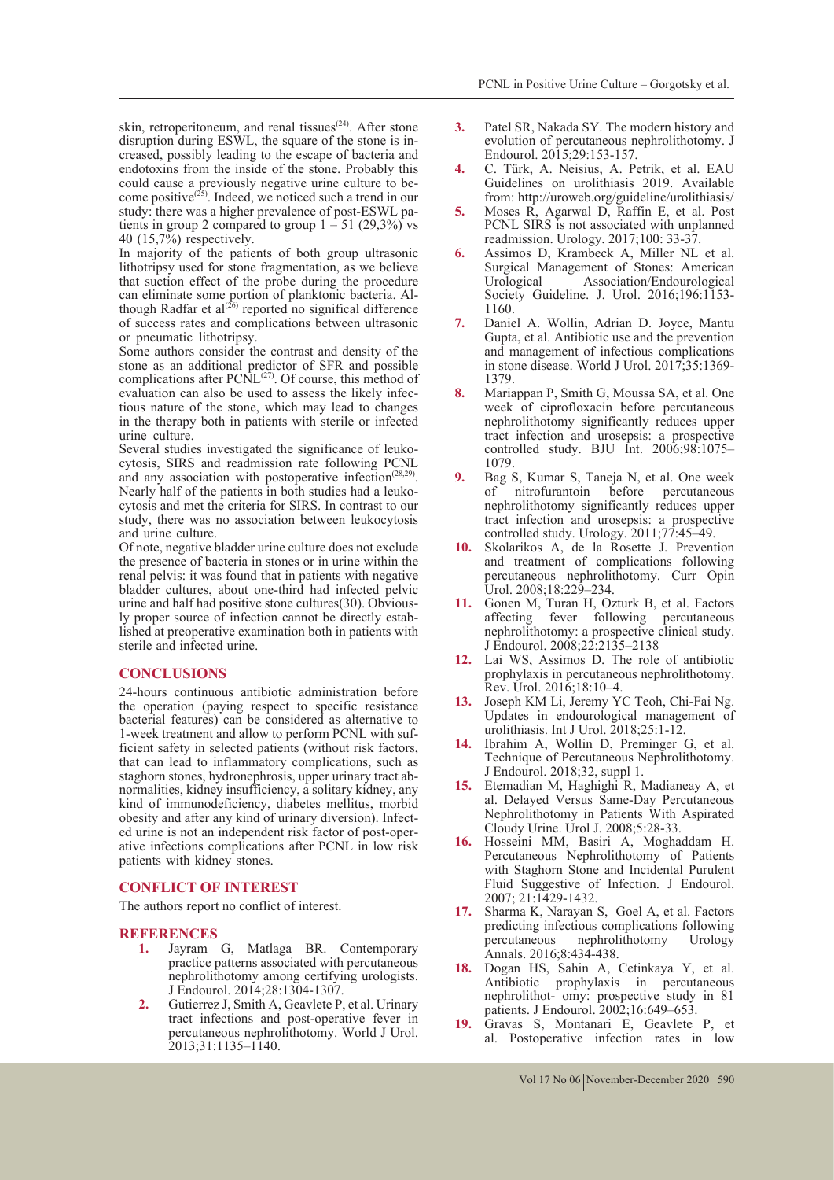skin, retroperitoneum, and renal tissues[24]. After stone disruption during ESWL, the square of the stone is increased, possibly leading to the escape of bacteria and endotoxins from the inside of the stone. Probably this could cause a previously negative urine culture to become positive[25]. Indeed, we noticed such a trend in our study: there was a higher prevalence of post-ESWL patients in group 2 compared to group 1 – 51 (29,3%) vs 40 (15,7%) respectively.

In majority of the patients of both group ultrasonic lithotripsy used for stone fragmentation, as we believe that suction effect of the probe during the procedure can eliminate some portion of planktonic bacteria. Although Radfar et al[26] reported no significal difference of success rates and complications between ultrasonic or pneumatic lithotripsy.

Some authors consider the contrast and density of the stone as an additional predictor of SFR and possible complications after PCNL[27]. Of course, this method of evaluation can also be used to assess the likely infectious nature of the stone, which may lead to changes in the therapy both in patients with sterile or infected urine culture.

Several studies investigated the significance of leukocytosis, SIRS and readmission rate following PCNL and any association with postoperative infection[28,29]. Nearly half of the patients in both studies had a leukocytosis and met the criteria for SIRS. In contrast to our study, there was no association between leukocytosis and urine culture.

Of note, negative bladder urine culture does not exclude the presence of bacteria in stones or in urine within the renal pelvis: it was found that in patients with negative bladder cultures, about one-third had infected pelvic urine and half had positive stone cultures(30). Obviously proper source of infection cannot be directly established at preoperative examination both in patients with sterile and infected urine.

## CONCLUSIONS

24-hours continuous antibiotic administration before the operation (paying respect to specific resistance bacterial features) can be considered as alternative to 1-week treatment and allow to perform PCNL with sufficient safety in selected patients (without risk factors, that can lead to inflammatory complications, such as staghorn stones, hydronephrosis, upper urinary tract abnormalities, kidney insufficiency, a solitary kidney, any kind of immunodeficiency, diabetes mellitus, morbid obesity and after any kind of urinary diversion). Infected urine is not an independent risk factor of post-operative infections complications after PCNL in low risk patients with kidney stones.

## CONFLICT OF INTEREST

The authors report no conflict of interest.

## REFERENCES

1. Jayram G, Matlaga BR. Contemporary practice patterns associated with percutaneous nephrolithotomy among certifying urologists. J Endourol. 2014;28:1304-1307.
2. Gutierrez J, Smith A, Geavlete P, et al. Urinary tract infections and post-operative fever in percutaneous nephrolithotomy. World J Urol. 2013;31:1135–1140.
3. Patel SR, Nakada SY. The modern history and evolution of percutaneous nephrolithotomy. J Endourol. 2015;29:153-157.
4. C. Türk, A. Neisius, A. Petrik, et al. EAU Guidelines on urolithiasis 2019. Available from: http://uroweb.org/guideline/urolithiasis/
5. Moses R, Agarwal D, Raffin E, et al. Post PCNL SIRS is not associated with unplanned readmission. Urology. 2017;100: 33-37.
6. Assimos D, Krambeck A, Miller NL et al. Surgical Management of Stones: American Urological Association/Endourological Society Guideline. J. Urol. 2016;196:1153-1160.
7. Daniel A. Wollin, Adrian D. Joyce, Mantu Gupta, et al. Antibiotic use and the prevention and management of infectious complications in stone disease. World J Urol. 2017;35:1369-1379.
8. Mariappan P, Smith G, Moussa SA, et al. One week of ciprofloxacin before percutaneous nephrolithotomy significantly reduces upper tract infection and urosepsis: a prospective controlled study. BJU Int. 2006;98:1075–1079.
9. Bag S, Kumar S, Taneja N, et al. One week of nitrofurantoin before percutaneous nephrolithotomy significantly reduces upper tract infection and urosepsis: a prospective controlled study. Urology. 2011;77:45–49.
10. Skolarikos A, de la Rosette J. Prevention and treatment of complications following percutaneous nephrolithotomy. Curr Opin Urol. 2008;18:229–234.
11. Gonen M, Turan H, Ozturk B, et al. Factors affecting fever following percutaneous nephrolithotomy: a prospective clinical study. J Endourol. 2008;22:2135–2138
12. Lai WS, Assimos D. The role of antibiotic prophylaxis in percutaneous nephrolithotomy. Rev. Urol. 2016;18:10–4.
13. Joseph KM Li, Jeremy YC Teoh, Chi-Fai Ng. Updates in endourological management of urolithiasis. Int J Urol. 2018;25:1-12.
14. Ibrahim A, Wollin D, Preminger G, et al. Technique of Percutaneous Nephrolithotomy. J Endourol. 2018;32, suppl 1.
15. Etemadian M, Haghighi R, Madianeay A, et al. Delayed Versus Same-Day Percutaneous Nephrolithotomy in Patients With Aspirated Cloudy Urine. Urol J. 2008;5:28-33.
16. Hosseini MM, Basiri A, Moghaddam H. Percutaneous Nephrolithotomy of Patients with Staghorn Stone and Incidental Purulent Fluid Suggestive of Infection. J Endourol. 2007; 21:1429-1432.
17. Sharma K, Narayan S, Goel A, et al. Factors predicting infectious complications following percutaneous nephrolithotomy Urology Annals. 2016;8:434-438.
18. Dogan HS, Sahin A, Cetinkaya Y, et al. Antibiotic prophylaxis in percutaneous nephrolithot- omy: prospective study in 81 patients. J Endourol. 2002;16:649–653.
19. Gravas S, Montanari E, Geavlete P, et al. Postoperative infection rates in low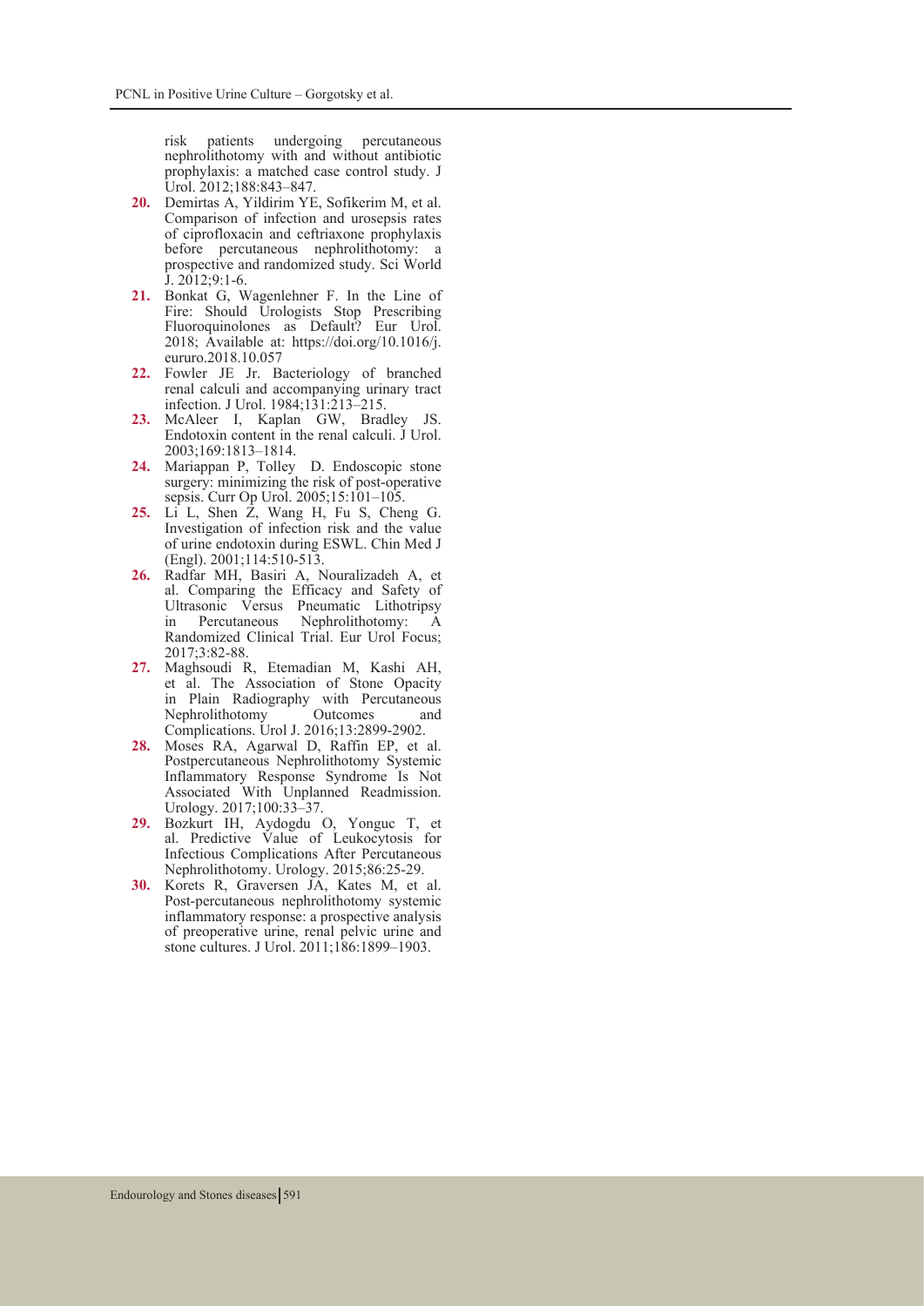risk patients undergoing percutaneous nephrolithotomy with and without antibiotic prophylaxis: a matched case control study. J Urol. 2012;188:843–847.

20. Demirtas A, Yildirim YE, Sofikerim M, et al. Comparison of infection and urosepsis rates of ciprofloxacin and ceftriaxone prophylaxis before percutaneous nephrolithotomy: a prospective and randomized study. Sci World J. 2012;9:1-6.
21. Bonkat G, Wagenlehner F. In the Line of Fire: Should Urologists Stop Prescribing Fluoroquinolones as Default? Eur Urol. 2018; Available at: https://doi.org/10.1016/j.eururo.2018.10.057
22. Fowler JE Jr. Bacteriology of branched renal calculi and accompanying urinary tract infection. J Urol. 1984;131:213–215.
23. McAleer I, Kaplan GW, Bradley JS. Endotoxin content in the renal calculi. J Urol. 2003;169:1813–1814.
24. Mariappan P, Tolley D. Endoscopic stone surgery: minimizing the risk of post-operative sepsis. Curr Op Urol. 2005;15:101–105.
25. Li L, Shen Z, Wang H, Fu S, Cheng G. Investigation of infection risk and the value of urine endotoxin during ESWL. Chin Med J (Engl). 2001;114:510-513.
26. Radfar MH, Basiri A, Nouralizadeh A, et al. Comparing the Efficacy and Safety of Ultrasonic Versus Pneumatic Lithotripsy in Percutaneous Nephrolithotomy: A Randomized Clinical Trial. Eur Urol Focus; 2017;3:82-88.
27. Maghsoudi R, Etemadian M, Kashi AH, et al. The Association of Stone Opacity in Plain Radiography with Percutaneous Nephrolithotomy Outcomes and Complications. Urol J. 2016;13:2899-2902.
28. Moses RA, Agarwal D, Raffin EP, et al. Postpercutaneous Nephrolithotomy Systemic Inflammatory Response Syndrome Is Not Associated With Unplanned Readmission. Urology. 2017;100:33–37.
29. Bozkurt IH, Aydogdu O, Yonguc T, et al. Predictive Value of Leukocytosis for Infectious Complications After Percutaneous Nephrolithotomy. Urology. 2015;86:25-29.
30. Korets R, Graversen JA, Kates M, et al. Post-percutaneous nephrolithotomy systemic inflammatory response: a prospective analysis of preoperative urine, renal pelvic urine and stone cultures. J Urol. 2011;186:1899–1903.